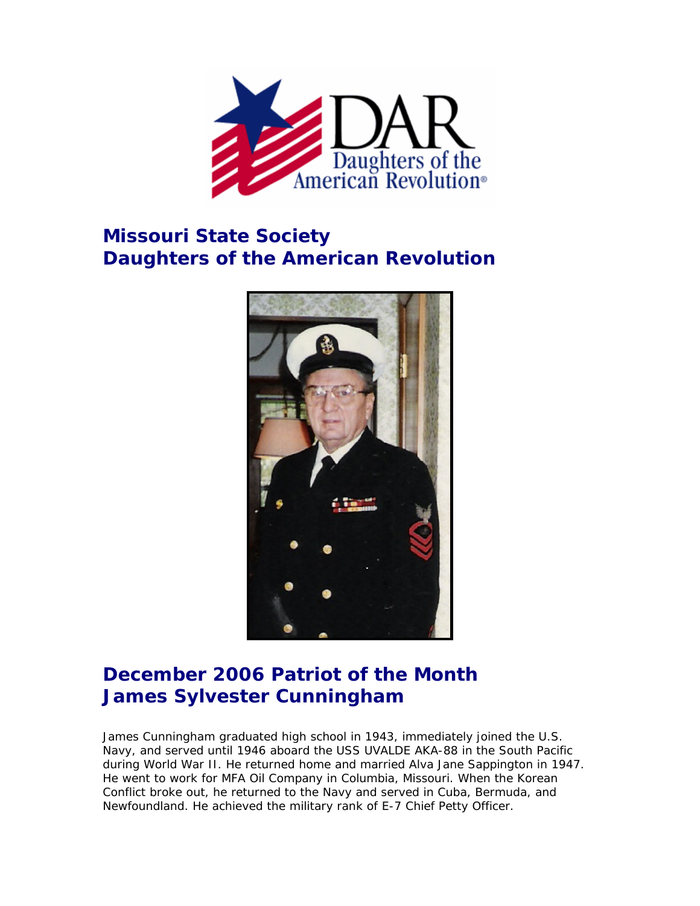## Missouri State Society
## Daughters of the American Revolution

## December 2006 Patriot of the Month
## James Sylvester Cunningham

James Cunningham graduated high school in 1943, immediately joined the U.S. Navy, and served until 1946 aboard the USS UVALDE AKA-88 in the South Pacific during World War II. He returned home and married Alva Jane Sappington in 1947. He went to work for MFA Oil Company in Columbia, Missouri. When the Korean Conflict broke out, he returned to the Navy and served in Cuba, Bermuda, and Newfoundland. He achieved the military rank of E-7 Chief Petty Officer.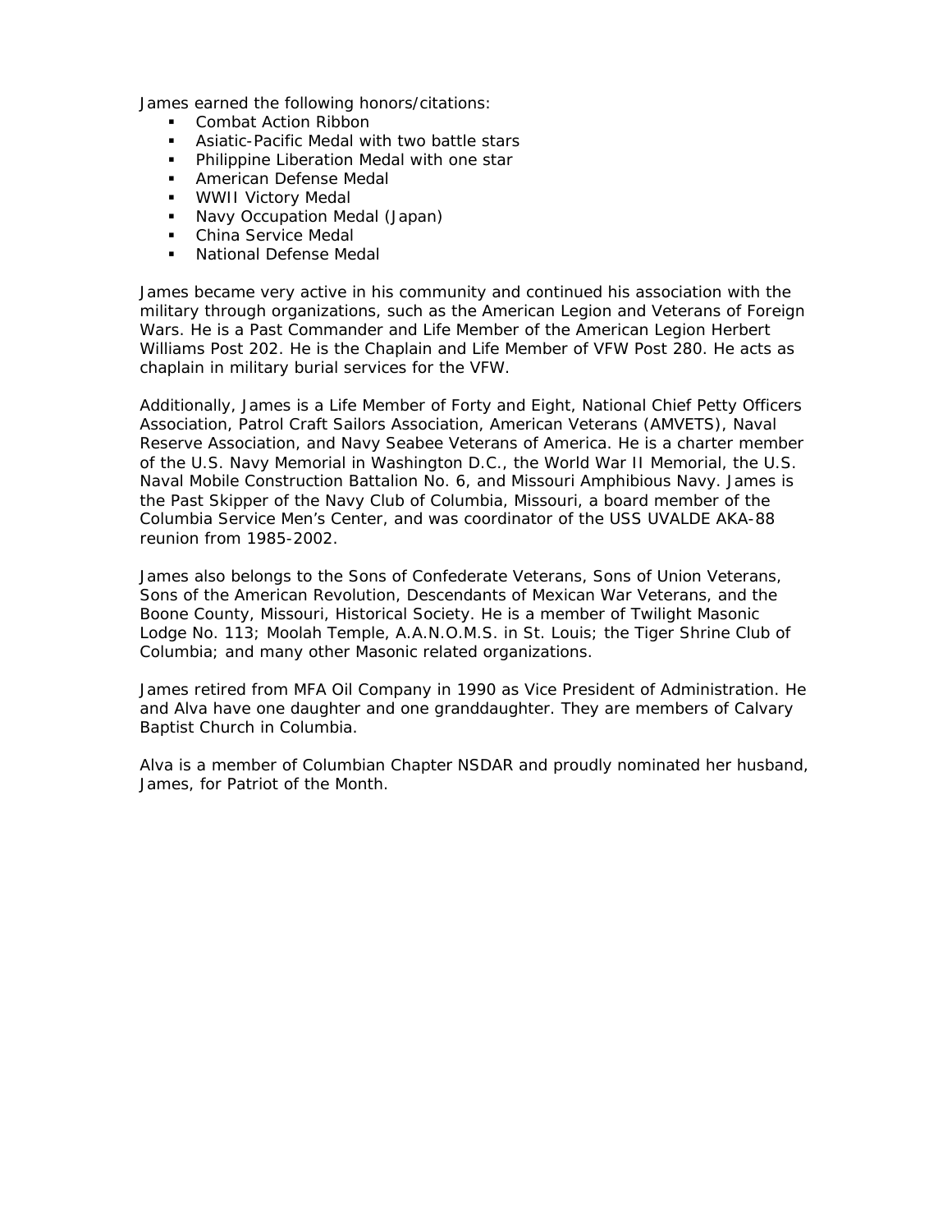James earned the following honors/citations:

- Combat Action Ribbon
- Asiatic-Pacific Medal with two battle stars
- Philippine Liberation Medal with one star
- American Defense Medal
- WWII Victory Medal
- Navy Occupation Medal (Japan)
- China Service Medal
- National Defense Medal

James became very active in his community and continued his association with the military through organizations, such as the American Legion and Veterans of Foreign Wars. He is a Past Commander and Life Member of the American Legion Herbert Williams Post 202. He is the Chaplain and Life Member of VFW Post 280. He acts as chaplain in military burial services for the VFW.

Additionally, James is a Life Member of Forty and Eight, National Chief Petty Officers Association, Patrol Craft Sailors Association, American Veterans (AMVETS), Naval Reserve Association, and Navy Seabee Veterans of America. He is a charter member of the U.S. Navy Memorial in Washington D.C., the World War II Memorial, the U.S. Naval Mobile Construction Battalion No. 6, and Missouri Amphibious Navy. James is the Past Skipper of the Navy Club of Columbia, Missouri, a board member of the Columbia Service Men's Center, and was coordinator of the USS UVALDE AKA-88 reunion from 1985-2002.

James also belongs to the Sons of Confederate Veterans, Sons of Union Veterans, Sons of the American Revolution, Descendants of Mexican War Veterans, and the Boone County, Missouri, Historical Society. He is a member of Twilight Masonic Lodge No. 113; Moolah Temple, A.A.N.O.M.S. in St. Louis; the Tiger Shrine Club of Columbia; and many other Masonic related organizations.

James retired from MFA Oil Company in 1990 as Vice President of Administration. He and Alva have one daughter and one granddaughter. They are members of Calvary Baptist Church in Columbia.

Alva is a member of Columbian Chapter NSDAR and proudly nominated her husband, James, for Patriot of the Month.